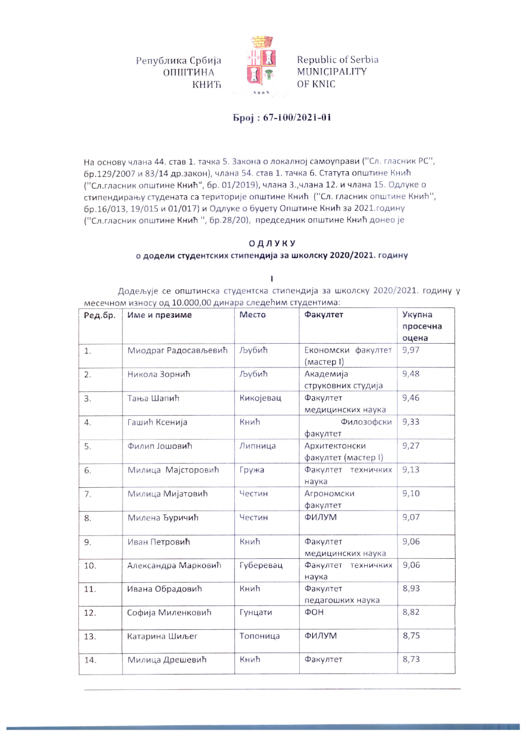Република Србија
ОПШТИНА
КНИЋ

Republic of Serbia
MUNICIPALITY
OF KNIC

**Број : 67-100/2021-01**

На основу члана 44. став 1. тачка 5. Закона о локалној самоуправи ("Сл. гласник РС", бр.129/2007 и 83/14 др.закон), члана 54. став 1. тачка 6. Статута општине Кнић ("Сл.гласник општине Кнић", бр. 01/2019), члана 3.,члана 12. и члана 15. Одлуке о стипендирању студената са територије општине Кнић ("Сл. гласник општине Кнић", бр.16/013, 19/015 и 01/017) и Одлуке о буџету Општине Кнић за 2021.годину ("Сл.гласник општине Кнић ", бр.28/20), председник општине Кнић донео је

## ОДЛУКУ

**о додели студентских стипендија за школску 2020/2021. годину**

**I**

Додељује се општинска студентска стипендија за школску 2020/2021. годину у месечном износу од 10.000,00 динара следећим студентима:

| Ред.бр. | Име и презиме | Место | Факултет | Укупна просечна оцена |
|---|---|---|---|---|
| 1. | Миодраг Радосављевић | Љубић | Економски факултет (мастер I) | 9,97 |
| 2. | Никола Зорнић | Љубић | Академија струковних студија | 9,48 |
| 3. | Тања Шапић | Кикојевац | Факултет медицинских наука | 9,46 |
| 4. | Гашић Ксенија | Кнић | Филозофски факултет | 9,33 |
| 5. | Филип Јошовић | Липница | Архитектонски факултет (мастер I) | 9,27 |
| 6. | Милица Мајсторовић | Гружа | Факултет техничких наука | 9,13 |
| 7. | Милица Мијатовић | Честин | Агрономски факултет | 9,10 |
| 8. | Милена Ђуричић | Честин | ФИЛУМ | 9,07 |
| 9. | Иван Петровић | Кнић | Факултет медицинских наука | 9,06 |
| 10. | Александра Марковић | Губеревац | Факултет техничких наука | 9,06 |
| 11. | Ивана Обрадовић | Кнић | Факултет педагошких наука | 8,93 |
| 12. | Софија Миленковић | Гунцати | ФОН | 8,82 |
| 13. | Катарина Шиљег | Топоница | ФИЛУМ | 8,75 |
| 14. | Милица Дрешевић | Кнић | Факултет | 8,73 |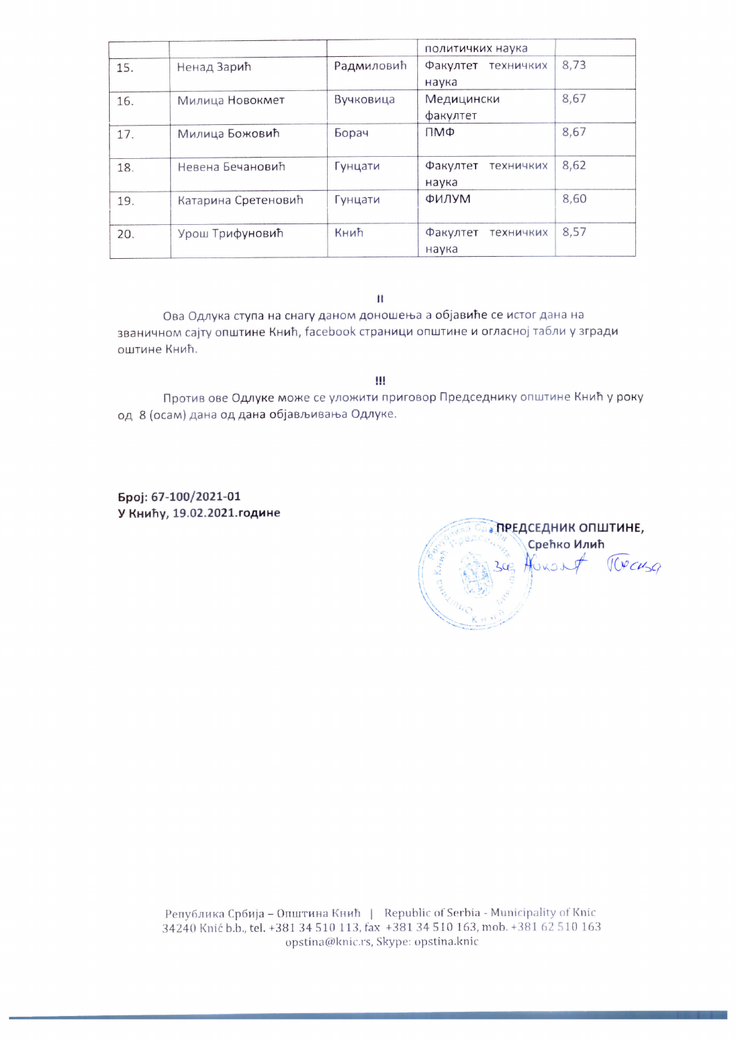| | | | | |
|---|---|---|---|---|
| | | | политичких наука | |
| 15. | Ненад Зарић | Радмиловић | Факултет техничких наука | 8,73 |
| 16. | Милица Новокмет | Вучковица | Медицински факултет | 8,67 |
| 17. | Милица Божовић | Борач | ПМФ | 8,67 |
| 18. | Невена Бечановић | Гунцати | Факултет техничких наука | 8,62 |
| 19. | Катарина Сретеновић | Гунцати | ФИЛУМ | 8,60 |
| 20. | Урош Трифуновић | Кнић | Факултет техничких наука | 8,57 |

II

Ова Одлука ступа на снагу даном доношења а објавиће се истог дана на званичном сајту општине Кнић, facebook страници општине и огласној табли у згради општине Кнић.

!!!

Против ове Одлуке може се уложити приговор Председнику општине Кнић у року од 8 (осам) дана од дана објављивања Одлуке.

**Број: 67-100/2021-01**
**У Книћу, 19.02.2021.године**

**ПРЕДСЕДНИК ОПШТИНЕ,**
**Срећко Илић**
зз Ђоковић Пресија

Република Србија – Општина Кнић | Republic of Serbia - Municipality of Knic
34240 Knić b.b., tel. +381 34 510 113, fax +381 34 510 163, mob. +381 62 510 163
opstina@knic.rs, Skype: opstina.knic